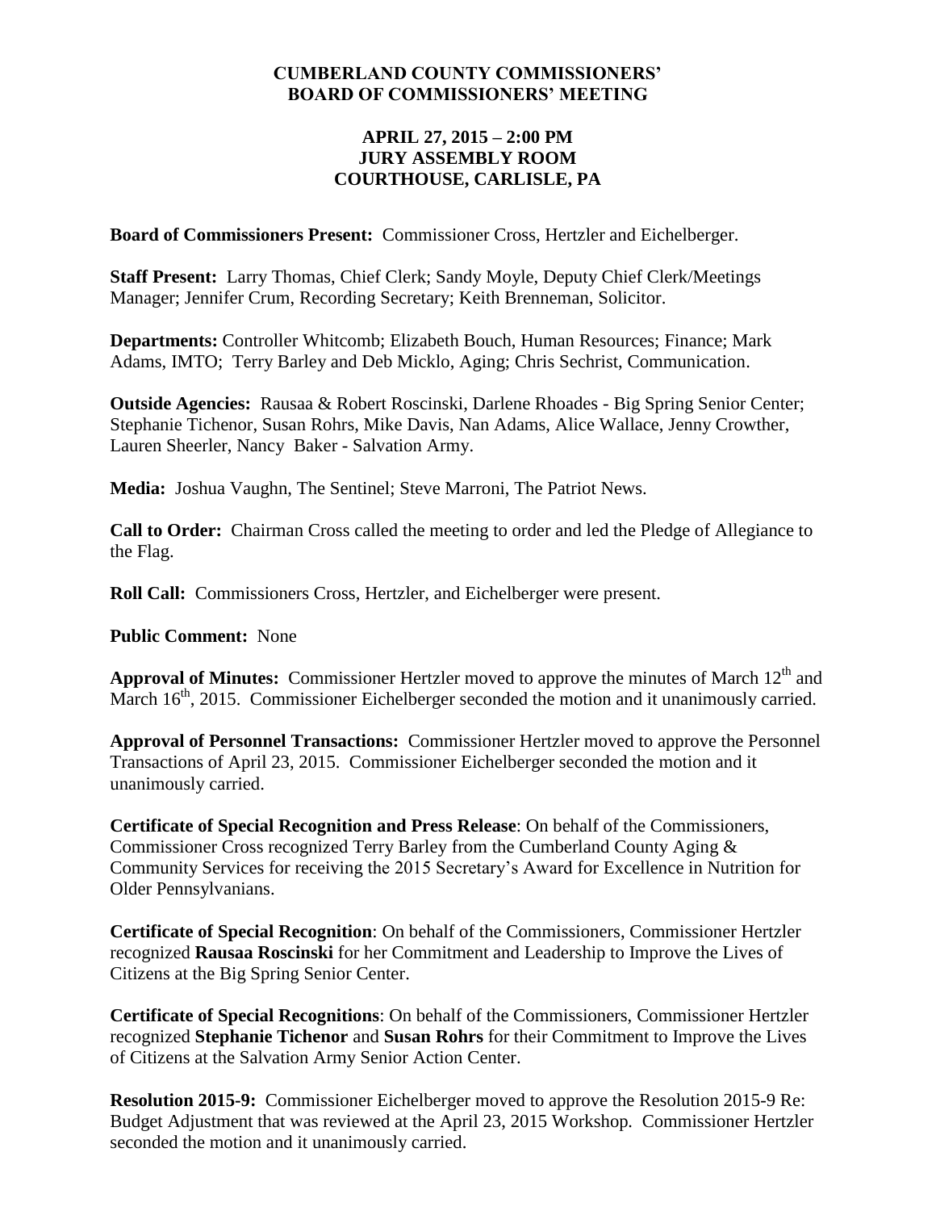# CUMBERLAND COUNTY COMMISSIONERS' BOARD OF COMMISSIONERS' MEETING

## APRIL 27, 2015 – 2:00 PM
## JURY ASSEMBLY ROOM
## COURTHOUSE, CARLISLE, PA

**Board of Commissioners Present:** Commissioner Cross, Hertzler and Eichelberger.

**Staff Present:** Larry Thomas, Chief Clerk; Sandy Moyle, Deputy Chief Clerk/Meetings Manager; Jennifer Crum, Recording Secretary; Keith Brenneman, Solicitor.

**Departments:** Controller Whitcomb; Elizabeth Bouch, Human Resources; Finance; Mark Adams, IMTO; Terry Barley and Deb Micklo, Aging; Chris Sechrist, Communication.

**Outside Agencies:** Rausaa & Robert Roscinski, Darlene Rhoades - Big Spring Senior Center; Stephanie Tichenor, Susan Rohrs, Mike Davis, Nan Adams, Alice Wallace, Jenny Crowther, Lauren Sheerler, Nancy Baker - Salvation Army.

**Media:** Joshua Vaughn, The Sentinel; Steve Marroni, The Patriot News.

**Call to Order:** Chairman Cross called the meeting to order and led the Pledge of Allegiance to the Flag.

**Roll Call:** Commissioners Cross, Hertzler, and Eichelberger were present.

**Public Comment:** None

**Approval of Minutes:** Commissioner Hertzler moved to approve the minutes of March 12th and March 16th, 2015. Commissioner Eichelberger seconded the motion and it unanimously carried.

**Approval of Personnel Transactions:** Commissioner Hertzler moved to approve the Personnel Transactions of April 23, 2015. Commissioner Eichelberger seconded the motion and it unanimously carried.

**Certificate of Special Recognition and Press Release**: On behalf of the Commissioners, Commissioner Cross recognized Terry Barley from the Cumberland County Aging & Community Services for receiving the 2015 Secretary's Award for Excellence in Nutrition for Older Pennsylvanians.

**Certificate of Special Recognition**: On behalf of the Commissioners, Commissioner Hertzler recognized **Rausaa Roscinski** for her Commitment and Leadership to Improve the Lives of Citizens at the Big Spring Senior Center.

**Certificate of Special Recognitions**: On behalf of the Commissioners, Commissioner Hertzler recognized **Stephanie Tichenor** and **Susan Rohrs** for their Commitment to Improve the Lives of Citizens at the Salvation Army Senior Action Center.

**Resolution 2015-9:** Commissioner Eichelberger moved to approve the Resolution 2015-9 Re: Budget Adjustment that was reviewed at the April 23, 2015 Workshop. Commissioner Hertzler seconded the motion and it unanimously carried.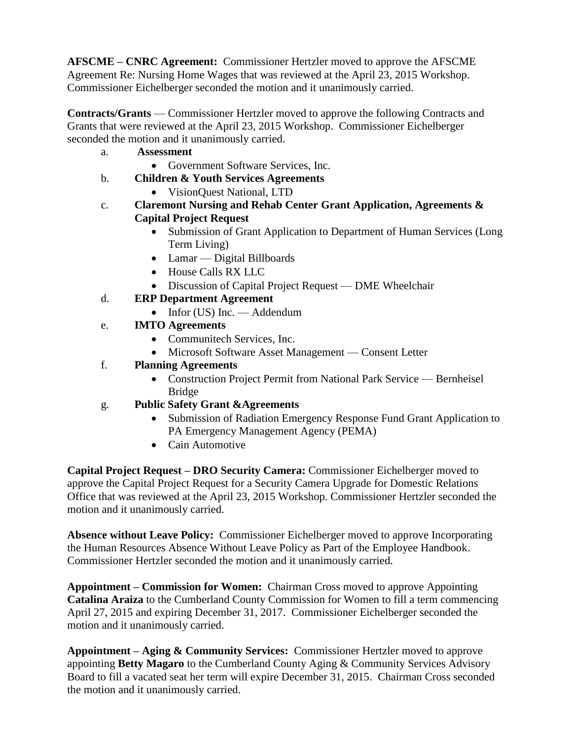**AFSCME – CNRC Agreement:** Commissioner Hertzler moved to approve the AFSCME Agreement Re: Nursing Home Wages that was reviewed at the April 23, 2015 Workshop. Commissioner Eichelberger seconded the motion and it unanimously carried.

**Contracts/Grants** — Commissioner Hertzler moved to approve the following Contracts and Grants that were reviewed at the April 23, 2015 Workshop. Commissioner Eichelberger seconded the motion and it unanimously carried.

a. **Assessment**
   - Government Software Services, Inc.

b. **Children & Youth Services Agreements**
   - VisionQuest National, LTD

c. **Claremont Nursing and Rehab Center Grant Application, Agreements & Capital Project Request**
   - Submission of Grant Application to Department of Human Services (Long Term Living)
   - Lamar — Digital Billboards
   - House Calls RX LLC
   - Discussion of Capital Project Request — DME Wheelchair

d. **ERP Department Agreement**
   - Infor (US) Inc. — Addendum

e. **IMTO Agreements**
   - Communitech Services, Inc.
   - Microsoft Software Asset Management — Consent Letter

f. **Planning Agreements**
   - Construction Project Permit from National Park Service — Bernheisel Bridge

g. **Public Safety Grant &Agreements**
   - Submission of Radiation Emergency Response Fund Grant Application to PA Emergency Management Agency (PEMA)
   - Cain Automotive

**Capital Project Request – DRO Security Camera:** Commissioner Eichelberger moved to approve the Capital Project Request for a Security Camera Upgrade for Domestic Relations Office that was reviewed at the April 23, 2015 Workshop. Commissioner Hertzler seconded the motion and it unanimously carried.

**Absence without Leave Policy:** Commissioner Eichelberger moved to approve Incorporating the Human Resources Absence Without Leave Policy as Part of the Employee Handbook. Commissioner Hertzler seconded the motion and it unanimously carried.

**Appointment – Commission for Women:** Chairman Cross moved to approve Appointing **Catalina Araiza** to the Cumberland County Commission for Women to fill a term commencing April 27, 2015 and expiring December 31, 2017. Commissioner Eichelberger seconded the motion and it unanimously carried.

**Appointment – Aging & Community Services:** Commissioner Hertzler moved to approve appointing **Betty Magaro** to the Cumberland County Aging & Community Services Advisory Board to fill a vacated seat her term will expire December 31, 2015. Chairman Cross seconded the motion and it unanimously carried.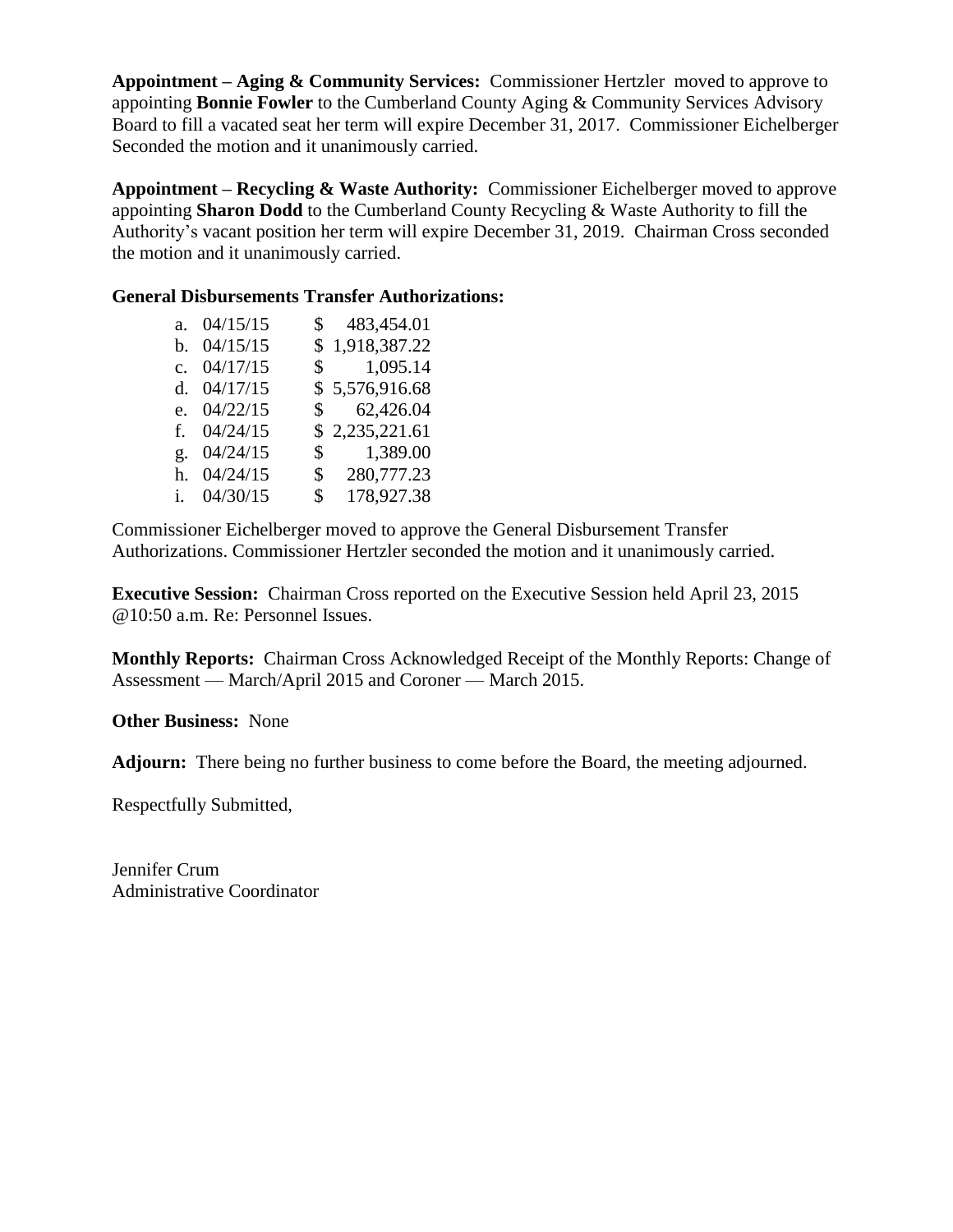**Appointment – Aging & Community Services:** Commissioner Hertzler moved to approve to appointing **Bonnie Fowler** to the Cumberland County Aging & Community Services Advisory Board to fill a vacated seat her term will expire December 31, 2017. Commissioner Eichelberger Seconded the motion and it unanimously carried.

**Appointment – Recycling & Waste Authority:** Commissioner Eichelberger moved to approve appointing **Sharon Dodd** to the Cumberland County Recycling & Waste Authority to fill the Authority's vacant position her term will expire December 31, 2019. Chairman Cross seconded the motion and it unanimously carried.

**General Disbursements Transfer Authorizations:**

| | | |
|---|---|---|
| a. | 04/15/15 | $ 483,454.01 |
| b. | 04/15/15 | $ 1,918,387.22 |
| c. | 04/17/15 | $ 1,095.14 |
| d. | 04/17/15 | $ 5,576,916.68 |
| e. | 04/22/15 | $ 62,426.04 |
| f. | 04/24/15 | $ 2,235,221.61 |
| g. | 04/24/15 | $ 1,389.00 |
| h. | 04/24/15 | $ 280,777.23 |
| i. | 04/30/15 | $ 178,927.38 |

Commissioner Eichelberger moved to approve the General Disbursement Transfer Authorizations. Commissioner Hertzler seconded the motion and it unanimously carried.

**Executive Session:** Chairman Cross reported on the Executive Session held April 23, 2015 @10:50 a.m. Re: Personnel Issues.

**Monthly Reports:** Chairman Cross Acknowledged Receipt of the Monthly Reports: Change of Assessment — March/April 2015 and Coroner — March 2015.

**Other Business:** None

**Adjourn:** There being no further business to come before the Board, the meeting adjourned.

Respectfully Submitted,

Jennifer Crum
Administrative Coordinator